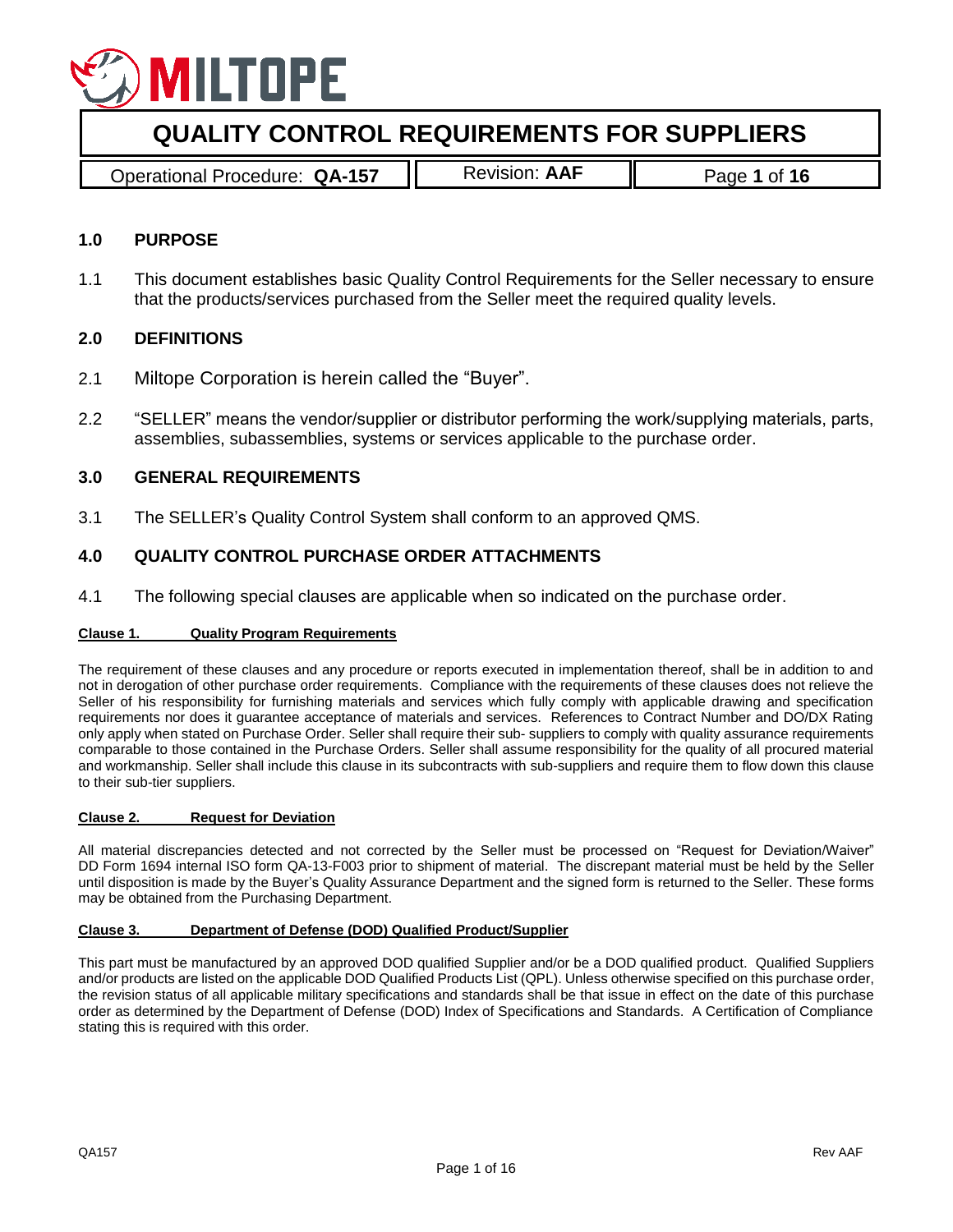# QUALITY CONTROL REQUIREMENTS FOR SUPPLIERS

| Operational Procedure: **QA-157** | Revision: **AAF** |
| --- | --- |

## 1.0 PURPOSE

1.1 This document establishes basic Quality Control Requirements for the Seller necessary to ensure that the products/services purchased from the Seller meet the required quality levels.

## 2.0 DEFINITIONS

2.1 Miltope Corporation is herein called the "Buyer".

2.2 "SELLER" means the vendor/supplier or distributor performing the work/supplying materials, parts, assemblies, subassemblies, systems or services applicable to the purchase order.

## 3.0 GENERAL REQUIREMENTS

3.1 The SELLER's Quality Control System shall conform to an approved QMS.

## 4.0 QUALITY CONTROL PURCHASE ORDER ATTACHMENTS

4.1 The following special clauses are applicable when so indicated on the purchase order.

### Clause 1. Quality Program Requirements

The requirement of these clauses and any procedure or reports executed in implementation thereof, shall be in addition to and not in derogation of other purchase order requirements. Compliance with the requirements of these clauses does not relieve the Seller of his responsibility for furnishing materials and services which fully comply with applicable drawing and specification requirements nor does it guarantee acceptance of materials and services. References to Contract Number and DO/DX Rating only apply when stated on Purchase Order. Seller shall require their sub- suppliers to comply with quality assurance requirements comparable to those contained in the Purchase Orders. Seller shall assume responsibility for the quality of all procured material and workmanship. Seller shall include this clause in its subcontracts with sub-suppliers and require them to flow down this clause to their sub-tier suppliers.

### Clause 2. Request for Deviation

All material discrepancies detected and not corrected by the Seller must be processed on "Request for Deviation/Waiver" DD Form 1694 internal ISO form QA-13-F003 prior to shipment of material. The discrepant material must be held by the Seller until disposition is made by the Buyer's Quality Assurance Department and the signed form is returned to the Seller. These forms may be obtained from the Purchasing Department.

### Clause 3. Department of Defense (DOD) Qualified Product/Supplier

This part must be manufactured by an approved DOD qualified Supplier and/or be a DOD qualified product. Qualified Suppliers and/or products are listed on the applicable DOD Qualified Products List (QPL). Unless otherwise specified on this purchase order, the revision status of all applicable military specifications and standards shall be that issue in effect on the date of this purchase order as determined by the Department of Defense (DOD) Index of Specifications and Standards. A Certification of Compliance stating this is required with this order.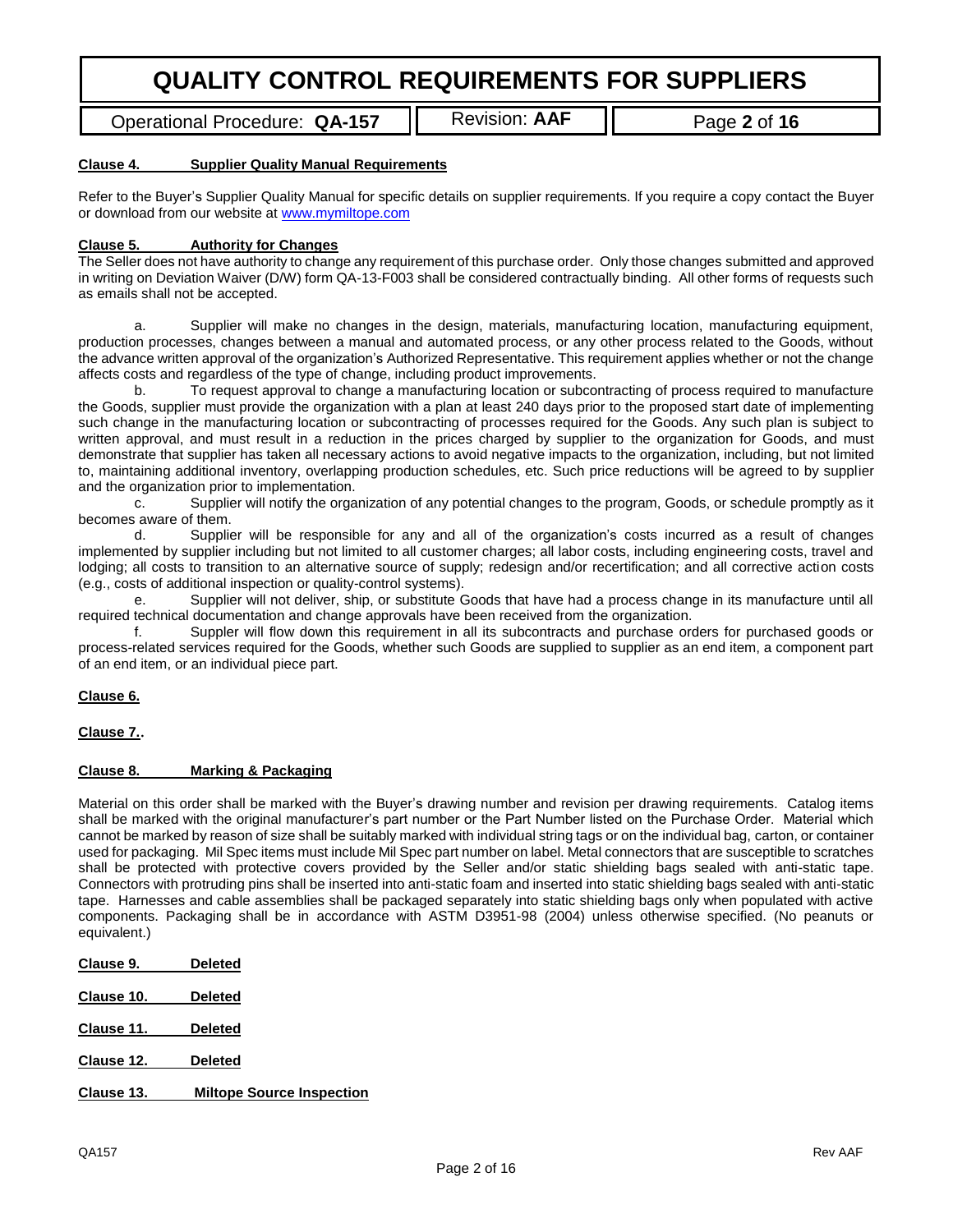**Clause 4. Supplier Quality Manual Requirements**

Refer to the Buyer's Supplier Quality Manual for specific details on supplier requirements. If you require a copy contact the Buyer or download from our website at [www.mymiltope.com](http://www.mymiltope.com)

**Clause 5. Authority for Changes**

The Seller does not have authority to change any requirement of this purchase order. Only those changes submitted and approved in writing on Deviation Waiver (D/W) form QA-13-F003 shall be considered contractually binding. All other forms of requests such as emails shall not be accepted.

a. Supplier will make no changes in the design, materials, manufacturing location, manufacturing equipment, production processes, changes between a manual and automated process, or any other process related to the Goods, without the advance written approval of the organization's Authorized Representative. This requirement applies whether or not the change affects costs and regardless of the type of change, including product improvements.

b. To request approval to change a manufacturing location or subcontracting of process required to manufacture the Goods, supplier must provide the organization with a plan at least 240 days prior to the proposed start date of implementing such change in the manufacturing location or subcontracting of processes required for the Goods. Any such plan is subject to written approval, and must result in a reduction in the prices charged by supplier to the organization for Goods, and must demonstrate that supplier has taken all necessary actions to avoid negative impacts to the organization, including, but not limited to, maintaining additional inventory, overlapping production schedules, etc. Such price reductions will be agreed to by supplier and the organization prior to implementation.

c. Supplier will notify the organization of any potential changes to the program, Goods, or schedule promptly as it becomes aware of them.

d. Supplier will be responsible for any and all of the organization's costs incurred as a result of changes implemented by supplier including but not limited to all customer charges; all labor costs, including engineering costs, travel and lodging; all costs to transition to an alternative source of supply; redesign and/or recertification; and all corrective action costs (e.g., costs of additional inspection or quality-control systems).

e. Supplier will not deliver, ship, or substitute Goods that have had a process change in its manufacture until all required technical documentation and change approvals have been received from the organization.

f. Suppler will flow down this requirement in all its subcontracts and purchase orders for purchased goods or process-related services required for the Goods, whether such Goods are supplied to supplier as an end item, a component part of an end item, or an individual piece part.

**Clause 6.**

**Clause 7..**

**Clause 8. Marking & Packaging**

Material on this order shall be marked with the Buyer's drawing number and revision per drawing requirements. Catalog items shall be marked with the original manufacturer's part number or the Part Number listed on the Purchase Order. Material which cannot be marked by reason of size shall be suitably marked with individual string tags or on the individual bag, carton, or container used for packaging. Mil Spec items must include Mil Spec part number on label. Metal connectors that are susceptible to scratches shall be protected with protective covers provided by the Seller and/or static shielding bags sealed with anti-static tape. Connectors with protruding pins shall be inserted into anti-static foam and inserted into static shielding bags sealed with anti-static tape. Harnesses and cable assemblies shall be packaged separately into static shielding bags only when populated with active components. Packaging shall be in accordance with ASTM D3951-98 (2004) unless otherwise specified. (No peanuts or equivalent.)

**Clause 9. Deleted**

**Clause 10. Deleted**

**Clause 11. Deleted**

**Clause 12. Deleted**

**Clause 13. Miltope Source Inspection**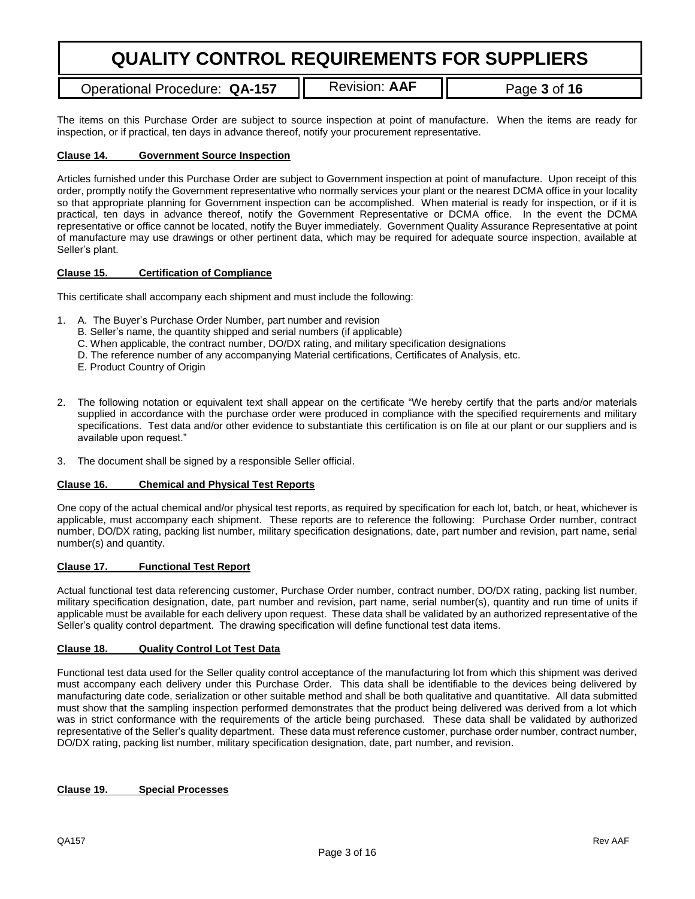The items on this Purchase Order are subject to source inspection at point of manufacture. When the items are ready for inspection, or if practical, ten days in advance thereof, notify your procurement representative.

**Clause 14. Government Source Inspection**

Articles furnished under this Purchase Order are subject to Government inspection at point of manufacture. Upon receipt of this order, promptly notify the Government representative who normally services your plant or the nearest DCMA office in your locality so that appropriate planning for Government inspection can be accomplished. When material is ready for inspection, or if it is practical, ten days in advance thereof, notify the Government Representative or DCMA office. In the event the DCMA representative or office cannot be located, notify the Buyer immediately. Government Quality Assurance Representative at point of manufacture may use drawings or other pertinent data, which may be required for adequate source inspection, available at Seller's plant.

**Clause 15. Certification of Compliance**

This certificate shall accompany each shipment and must include the following:

1. A. The Buyer's Purchase Order Number, part number and revision
   B. Seller's name, the quantity shipped and serial numbers (if applicable)
   C. When applicable, the contract number, DO/DX rating, and military specification designations
   D. The reference number of any accompanying Material certifications, Certificates of Analysis, etc.
   E. Product Country of Origin

2. The following notation or equivalent text shall appear on the certificate "We hereby certify that the parts and/or materials supplied in accordance with the purchase order were produced in compliance with the specified requirements and military specifications. Test data and/or other evidence to substantiate this certification is on file at our plant or our suppliers and is available upon request."

3. The document shall be signed by a responsible Seller official.

**Clause 16. Chemical and Physical Test Reports**

One copy of the actual chemical and/or physical test reports, as required by specification for each lot, batch, or heat, whichever is applicable, must accompany each shipment. These reports are to reference the following: Purchase Order number, contract number, DO/DX rating, packing list number, military specification designations, date, part number and revision, part name, serial number(s) and quantity.

**Clause 17. Functional Test Report**

Actual functional test data referencing customer, Purchase Order number, contract number, DO/DX rating, packing list number, military specification designation, date, part number and revision, part name, serial number(s), quantity and run time of units if applicable must be available for each delivery upon request. These data shall be validated by an authorized representative of the Seller's quality control department. The drawing specification will define functional test data items.

**Clause 18. Quality Control Lot Test Data**

Functional test data used for the Seller quality control acceptance of the manufacturing lot from which this shipment was derived must accompany each delivery under this Purchase Order. This data shall be identifiable to the devices being delivered by manufacturing date code, serialization or other suitable method and shall be both qualitative and quantitative. All data submitted must show that the sampling inspection performed demonstrates that the product being delivered was derived from a lot which was in strict conformance with the requirements of the article being purchased. These data shall be validated by authorized representative of the Seller's quality department. These data must reference customer, purchase order number, contract number, DO/DX rating, packing list number, military specification designation, date, part number, and revision.

**Clause 19. Special Processes**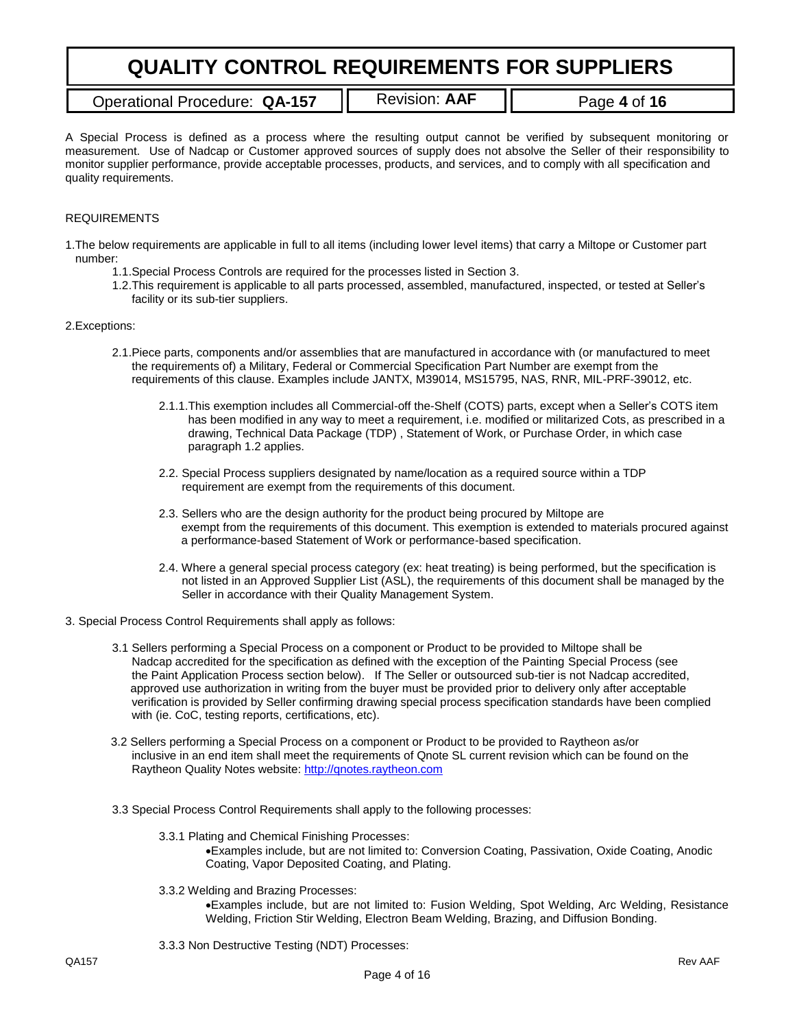A Special Process is defined as a process where the resulting output cannot be verified by subsequent monitoring or measurement. Use of Nadcap or Customer approved sources of supply does not absolve the Seller of their responsibility to monitor supplier performance, provide acceptable processes, products, and services, and to comply with all specification and quality requirements.

REQUIREMENTS

1. The below requirements are applicable in full to all items (including lower level items) that carry a Miltope or Customer part number:
   1.1. Special Process Controls are required for the processes listed in Section 3.
   1.2. This requirement is applicable to all parts processed, assembled, manufactured, inspected, or tested at Seller's facility or its sub-tier suppliers.

2. Exceptions:

   2.1. Piece parts, components and/or assemblies that are manufactured in accordance with (or manufactured to meet the requirements of) a Military, Federal or Commercial Specification Part Number are exempt from the requirements of this clause. Examples include JANTX, M39014, MS15795, NAS, RNR, MIL-PRF-39012, etc.

      2.1.1. This exemption includes all Commercial-off the-Shelf (COTS) parts, except when a Seller's COTS item has been modified in any way to meet a requirement, i.e. modified or militarized Cots, as prescribed in a drawing, Technical Data Package (TDP) , Statement of Work, or Purchase Order, in which case paragraph 1.2 applies.

   2.2. Special Process suppliers designated by name/location as a required source within a TDP requirement are exempt from the requirements of this document.

   2.3. Sellers who are the design authority for the product being procured by Miltope are exempt from the requirements of this document. This exemption is extended to materials procured against a performance-based Statement of Work or performance-based specification.

   2.4. Where a general special process category (ex: heat treating) is being performed, but the specification is not listed in an Approved Supplier List (ASL), the requirements of this document shall be managed by the Seller in accordance with their Quality Management System.

3. Special Process Control Requirements shall apply as follows:

   3.1 Sellers performing a Special Process on a component or Product to be provided to Miltope shall be Nadcap accredited for the specification as defined with the exception of the Painting Special Process (see the Paint Application Process section below). If The Seller or outsourced sub-tier is not Nadcap accredited, approved use authorization in writing from the buyer must be provided prior to delivery only after acceptable verification is provided by Seller confirming drawing special process specification standards have been complied with (ie. CoC, testing reports, certifications, etc).

   3.2 Sellers performing a Special Process on a component or Product to be provided to Raytheon as/or inclusive in an end item shall meet the requirements of Qnote SL current revision which can be found on the Raytheon Quality Notes website: http://qnotes.raytheon.com

   3.3 Special Process Control Requirements shall apply to the following processes:

      3.3.1 Plating and Chemical Finishing Processes:
      - Examples include, but are not limited to: Conversion Coating, Passivation, Oxide Coating, Anodic Coating, Vapor Deposited Coating, and Plating.

      3.3.2 Welding and Brazing Processes:
      - Examples include, but are not limited to: Fusion Welding, Spot Welding, Arc Welding, Resistance Welding, Friction Stir Welding, Electron Beam Welding, Brazing, and Diffusion Bonding.

      3.3.3 Non Destructive Testing (NDT) Processes: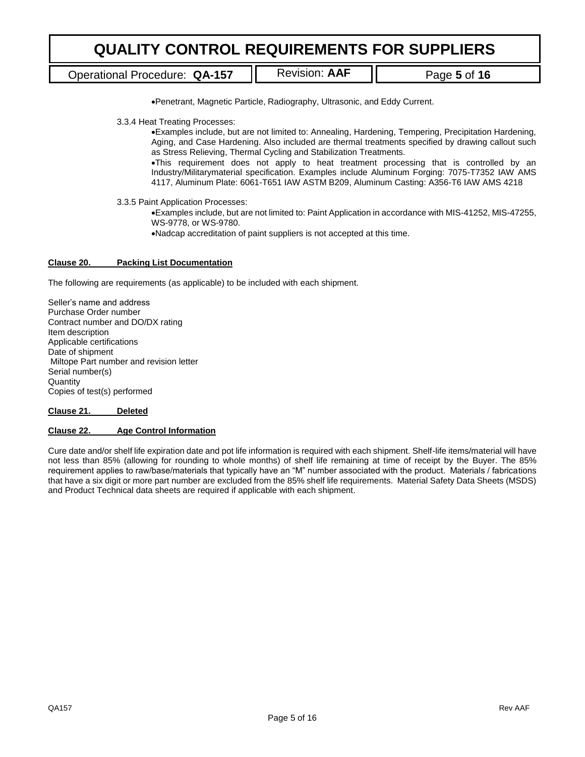- Penetrant, Magnetic Particle, Radiography, Ultrasonic, and Eddy Current.

3.3.4 Heat Treating Processes:

- Examples include, but are not limited to: Annealing, Hardening, Tempering, Precipitation Hardening, Aging, and Case Hardening. Also included are thermal treatments specified by drawing callout such as Stress Relieving, Thermal Cycling and Stabilization Treatments.
- This requirement does not apply to heat treatment processing that is controlled by an Industry/Militarymaterial specification. Examples include Aluminum Forging: 7075-T7352 IAW AMS 4117, Aluminum Plate: 6061-T651 IAW ASTM B209, Aluminum Casting: A356-T6 IAW AMS 4218

3.3.5 Paint Application Processes:

- Examples include, but are not limited to: Paint Application in accordance with MIS-41252, MIS-47255, WS-9778, or WS-9780.
- Nadcap accreditation of paint suppliers is not accepted at this time.

**Clause 20. Packing List Documentation**

The following are requirements (as applicable) to be included with each shipment.

Seller's name and address
Purchase Order number
Contract number and DO/DX rating
Item description
Applicable certifications
Date of shipment
Miltope Part number and revision letter
Serial number(s)
Quantity
Copies of test(s) performed

**Clause 21. Deleted**

**Clause 22. Age Control Information**

Cure date and/or shelf life expiration date and pot life information is required with each shipment. Shelf-life items/material will have not less than 85% (allowing for rounding to whole months) of shelf life remaining at time of receipt by the Buyer. The 85% requirement applies to raw/base/materials that typically have an "M" number associated with the product. Materials / fabrications that have a six digit or more part number are excluded from the 85% shelf life requirements. Material Safety Data Sheets (MSDS) and Product Technical data sheets are required if applicable with each shipment.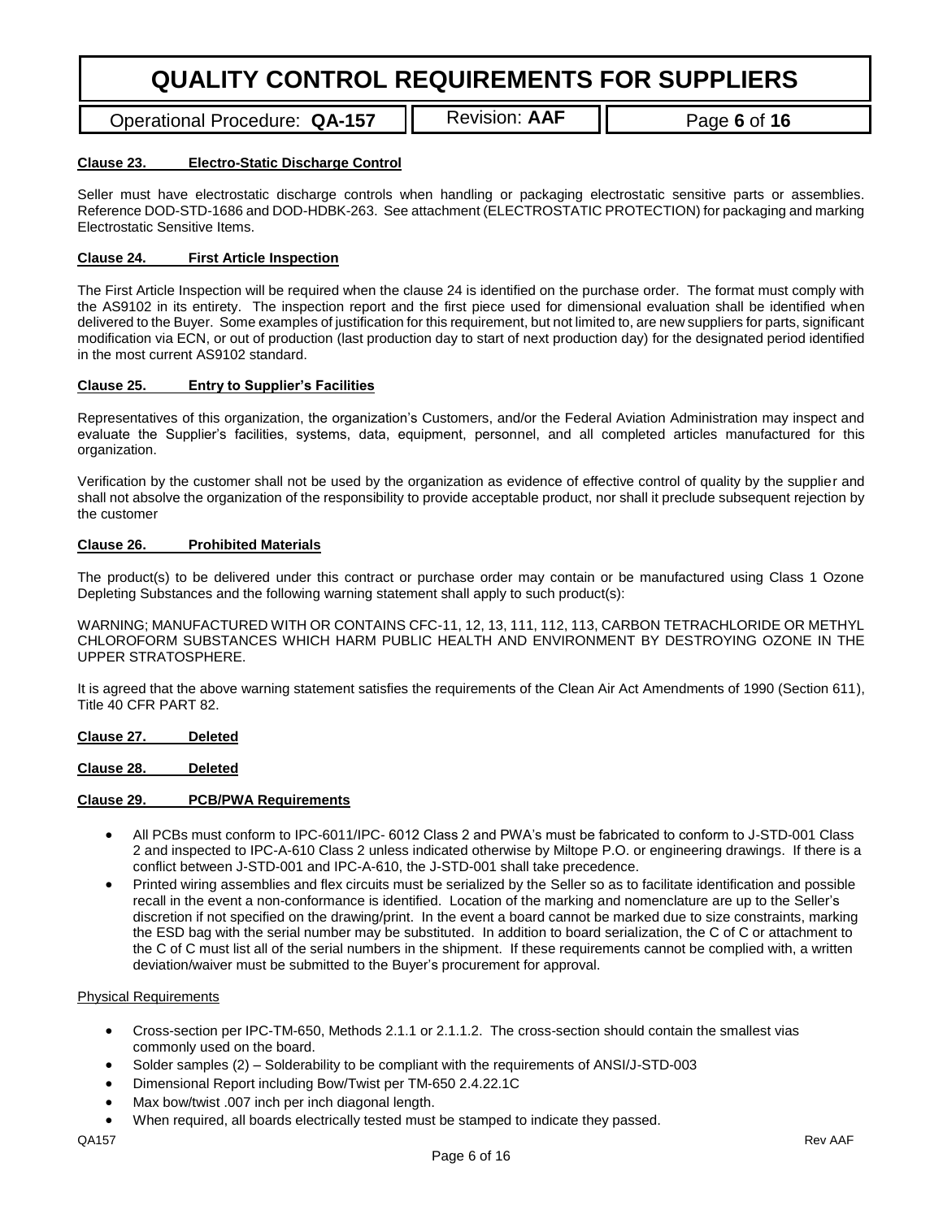**Clause 23. Electro-Static Discharge Control**

Seller must have electrostatic discharge controls when handling or packaging electrostatic sensitive parts or assemblies. Reference DOD-STD-1686 and DOD-HDBK-263. See attachment (ELECTROSTATIC PROTECTION) for packaging and marking Electrostatic Sensitive Items.

**Clause 24. First Article Inspection**

The First Article Inspection will be required when the clause 24 is identified on the purchase order. The format must comply with the AS9102 in its entirety. The inspection report and the first piece used for dimensional evaluation shall be identified when delivered to the Buyer. Some examples of justification for this requirement, but not limited to, are new suppliers for parts, significant modification via ECN, or out of production (last production day to start of next production day) for the designated period identified in the most current AS9102 standard.

**Clause 25. Entry to Supplier's Facilities**

Representatives of this organization, the organization's Customers, and/or the Federal Aviation Administration may inspect and evaluate the Supplier's facilities, systems, data, equipment, personnel, and all completed articles manufactured for this organization.

Verification by the customer shall not be used by the organization as evidence of effective control of quality by the supplier and shall not absolve the organization of the responsibility to provide acceptable product, nor shall it preclude subsequent rejection by the customer

**Clause 26. Prohibited Materials**

The product(s) to be delivered under this contract or purchase order may contain or be manufactured using Class 1 Ozone Depleting Substances and the following warning statement shall apply to such product(s):

WARNING; MANUFACTURED WITH OR CONTAINS CFC-11, 12, 13, 111, 112, 113, CARBON TETRACHLORIDE OR METHYL CHLOROFORM SUBSTANCES WHICH HARM PUBLIC HEALTH AND ENVIRONMENT BY DESTROYING OZONE IN THE UPPER STRATOSPHERE.

It is agreed that the above warning statement satisfies the requirements of the Clean Air Act Amendments of 1990 (Section 611), Title 40 CFR PART 82.

**Clause 27. Deleted**

**Clause 28. Deleted**

**Clause 29. PCB/PWA Requirements**

- All PCBs must conform to IPC-6011/IPC- 6012 Class 2 and PWA's must be fabricated to conform to J-STD-001 Class 2 and inspected to IPC-A-610 Class 2 unless indicated otherwise by Miltope P.O. or engineering drawings. If there is a conflict between J-STD-001 and IPC-A-610, the J-STD-001 shall take precedence.
- Printed wiring assemblies and flex circuits must be serialized by the Seller so as to facilitate identification and possible recall in the event a non-conformance is identified. Location of the marking and nomenclature are up to the Seller's discretion if not specified on the drawing/print. In the event a board cannot be marked due to size constraints, marking the ESD bag with the serial number may be substituted. In addition to board serialization, the C of C or attachment to the C of C must list all of the serial numbers in the shipment. If these requirements cannot be complied with, a written deviation/waiver must be submitted to the Buyer's procurement for approval.

Physical Requirements

- Cross-section per IPC-TM-650, Methods 2.1.1 or 2.1.1.2. The cross-section should contain the smallest vias commonly used on the board.
- Solder samples (2) – Solderability to be compliant with the requirements of ANSI/J-STD-003
- Dimensional Report including Bow/Twist per TM-650 2.4.22.1C
- Max bow/twist .007 inch per inch diagonal length.
- When required, all boards electrically tested must be stamped to indicate they passed.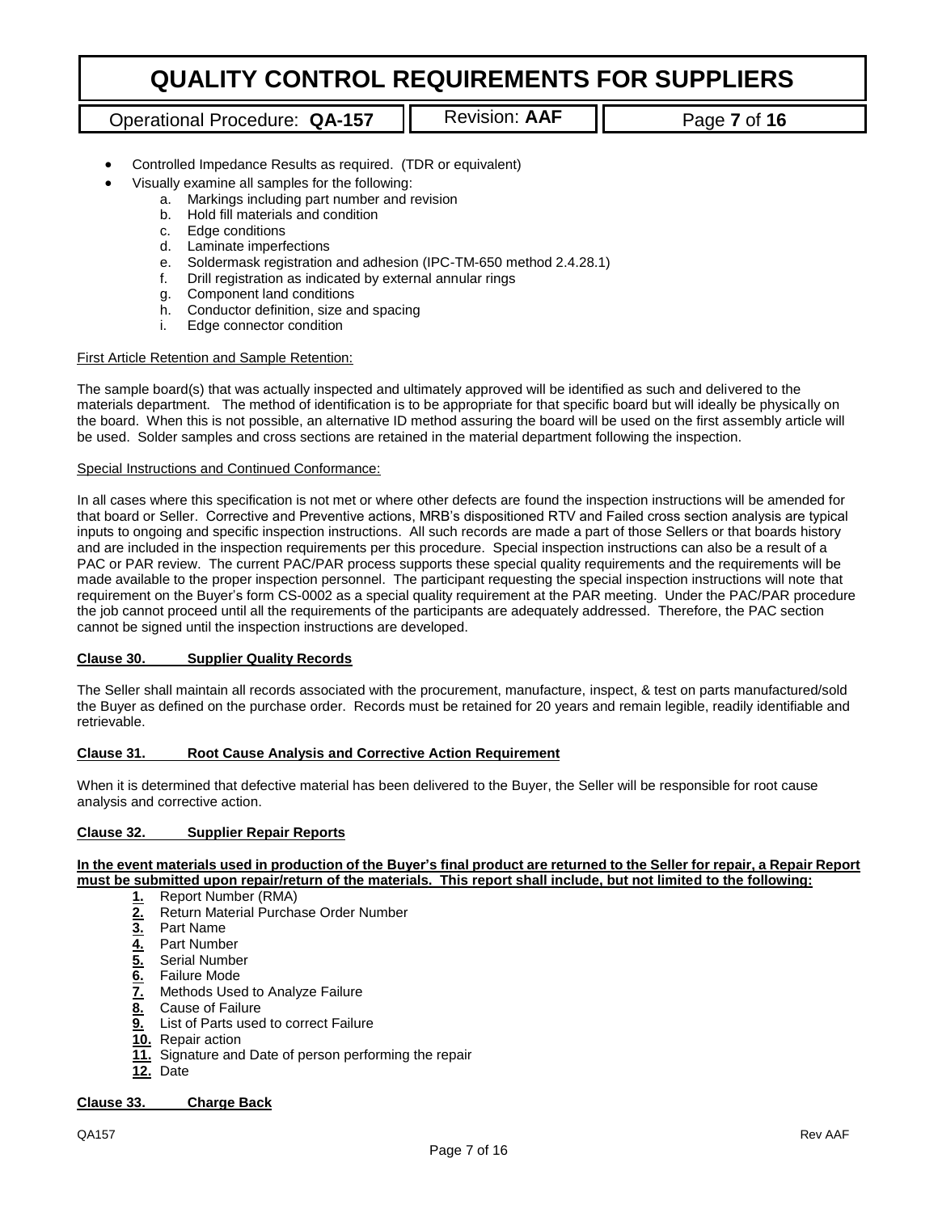- Controlled Impedance Results as required. (TDR or equivalent)
- Visually examine all samples for the following:
  a. Markings including part number and revision
  b. Hold fill materials and condition
  c. Edge conditions
  d. Laminate imperfections
  e. Soldermask registration and adhesion (IPC-TM-650 method 2.4.28.1)
  f. Drill registration as indicated by external annular rings
  g. Component land conditions
  h. Conductor definition, size and spacing
  i. Edge connector condition

First Article Retention and Sample Retention:

The sample board(s) that was actually inspected and ultimately approved will be identified as such and delivered to the materials department. The method of identification is to be appropriate for that specific board but will ideally be physically on the board. When this is not possible, an alternative ID method assuring the board will be used on the first assembly article will be used. Solder samples and cross sections are retained in the material department following the inspection.

Special Instructions and Continued Conformance:

In all cases where this specification is not met or where other defects are found the inspection instructions will be amended for that board or Seller. Corrective and Preventive actions, MRB's dispositioned RTV and Failed cross section analysis are typical inputs to ongoing and specific inspection instructions. All such records are made a part of those Sellers or that boards history and are included in the inspection requirements per this procedure. Special inspection instructions can also be a result of a PAC or PAR review. The current PAC/PAR process supports these special quality requirements and the requirements will be made available to the proper inspection personnel. The participant requesting the special inspection instructions will note that requirement on the Buyer's form CS-0002 as a special quality requirement at the PAR meeting. Under the PAC/PAR procedure the job cannot proceed until all the requirements of the participants are adequately addressed. Therefore, the PAC section cannot be signed until the inspection instructions are developed.

**Clause 30. Supplier Quality Records**

The Seller shall maintain all records associated with the procurement, manufacture, inspect, & test on parts manufactured/sold the Buyer as defined on the purchase order. Records must be retained for 20 years and remain legible, readily identifiable and retrievable.

**Clause 31. Root Cause Analysis and Corrective Action Requirement**

When it is determined that defective material has been delivered to the Buyer, the Seller will be responsible for root cause analysis and corrective action.

**Clause 32. Supplier Repair Reports**

**In the event materials used in production of the Buyer's final product are returned to the Seller for repair, a Repair Report must be submitted upon repair/return of the materials. This report shall include, but not limited to the following:**

1. Report Number (RMA)
2. Return Material Purchase Order Number
3. Part Name
4. Part Number
5. Serial Number
6. Failure Mode
7. Methods Used to Analyze Failure
8. Cause of Failure
9. List of Parts used to correct Failure
10. Repair action
11. Signature and Date of person performing the repair
12. Date

**Clause 33. Charge Back**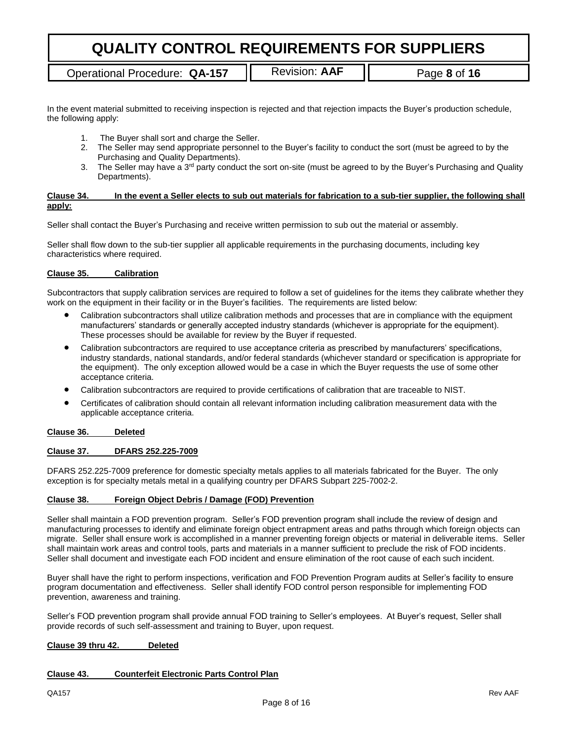In the event material submitted to receiving inspection is rejected and that rejection impacts the Buyer's production schedule, the following apply:

1. The Buyer shall sort and charge the Seller.
2. The Seller may send appropriate personnel to the Buyer's facility to conduct the sort (must be agreed to by the Purchasing and Quality Departments).
3. The Seller may have a 3rd party conduct the sort on-site (must be agreed to by the Buyer's Purchasing and Quality Departments).

**Clause 34. In the event a Seller elects to sub out materials for fabrication to a sub-tier supplier, the following shall apply:**

Seller shall contact the Buyer's Purchasing and receive written permission to sub out the material or assembly.

Seller shall flow down to the sub-tier supplier all applicable requirements in the purchasing documents, including key characteristics where required.

**Clause 35. Calibration**

Subcontractors that supply calibration services are required to follow a set of guidelines for the items they calibrate whether they work on the equipment in their facility or in the Buyer's facilities. The requirements are listed below:

- Calibration subcontractors shall utilize calibration methods and processes that are in compliance with the equipment manufacturers' standards or generally accepted industry standards (whichever is appropriate for the equipment). These processes should be available for review by the Buyer if requested.
- Calibration subcontractors are required to use acceptance criteria as prescribed by manufacturers' specifications, industry standards, national standards, and/or federal standards (whichever standard or specification is appropriate for the equipment). The only exception allowed would be a case in which the Buyer requests the use of some other acceptance criteria.
- Calibration subcontractors are required to provide certifications of calibration that are traceable to NIST.
- Certificates of calibration should contain all relevant information including calibration measurement data with the applicable acceptance criteria.

**Clause 36. Deleted**

**Clause 37. DFARS 252.225-7009**

DFARS 252.225-7009 preference for domestic specialty metals applies to all materials fabricated for the Buyer. The only exception is for specialty metals metal in a qualifying country per DFARS Subpart 225-7002-2.

**Clause 38. Foreign Object Debris / Damage (FOD) Prevention**

Seller shall maintain a FOD prevention program. Seller's FOD prevention program shall include the review of design and manufacturing processes to identify and eliminate foreign object entrapment areas and paths through which foreign objects can migrate. Seller shall ensure work is accomplished in a manner preventing foreign objects or material in deliverable items. Seller shall maintain work areas and control tools, parts and materials in a manner sufficient to preclude the risk of FOD incidents. Seller shall document and investigate each FOD incident and ensure elimination of the root cause of each such incident.

Buyer shall have the right to perform inspections, verification and FOD Prevention Program audits at Seller's facility to ensure program documentation and effectiveness. Seller shall identify FOD control person responsible for implementing FOD prevention, awareness and training.

Seller's FOD prevention program shall provide annual FOD training to Seller's employees. At Buyer's request, Seller shall provide records of such self-assessment and training to Buyer, upon request.

**Clause 39 thru 42. Deleted**

**Clause 43. Counterfeit Electronic Parts Control Plan**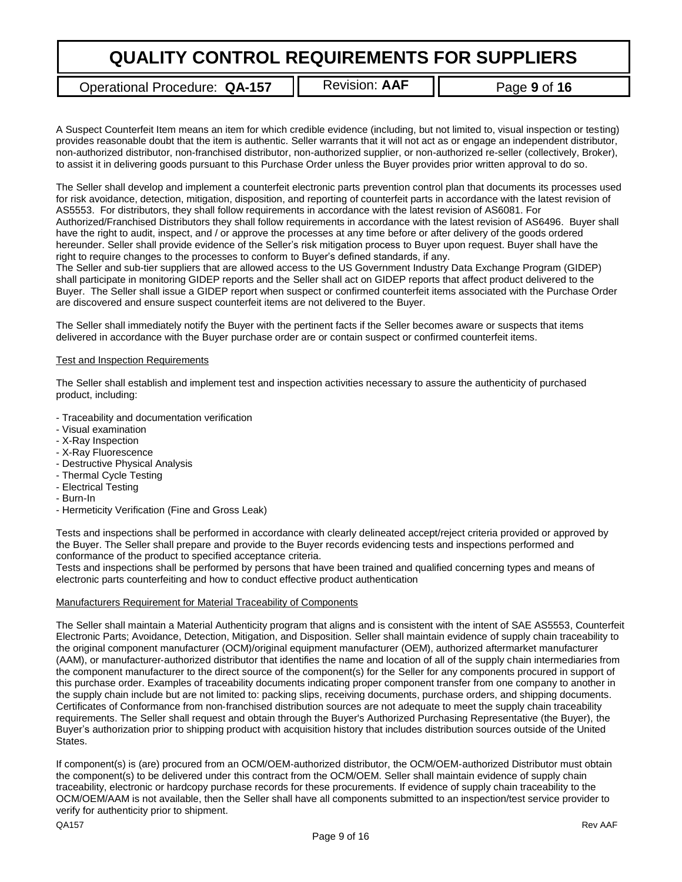A Suspect Counterfeit Item means an item for which credible evidence (including, but not limited to, visual inspection or testing) provides reasonable doubt that the item is authentic. Seller warrants that it will not act as or engage an independent distributor, non-authorized distributor, non-franchised distributor, non-authorized supplier, or non-authorized re-seller (collectively, Broker), to assist it in delivering goods pursuant to this Purchase Order unless the Buyer provides prior written approval to do so.

The Seller shall develop and implement a counterfeit electronic parts prevention control plan that documents its processes used for risk avoidance, detection, mitigation, disposition, and reporting of counterfeit parts in accordance with the latest revision of AS5553. For distributors, they shall follow requirements in accordance with the latest revision of AS6081. For Authorized/Franchised Distributors they shall follow requirements in accordance with the latest revision of AS6496. Buyer shall have the right to audit, inspect, and / or approve the processes at any time before or after delivery of the goods ordered hereunder. Seller shall provide evidence of the Seller's risk mitigation process to Buyer upon request. Buyer shall have the right to require changes to the processes to conform to Buyer's defined standards, if any.
The Seller and sub-tier suppliers that are allowed access to the US Government Industry Data Exchange Program (GIDEP) shall participate in monitoring GIDEP reports and the Seller shall act on GIDEP reports that affect product delivered to the Buyer. The Seller shall issue a GIDEP report when suspect or confirmed counterfeit items associated with the Purchase Order are discovered and ensure suspect counterfeit items are not delivered to the Buyer.

The Seller shall immediately notify the Buyer with the pertinent facts if the Seller becomes aware or suspects that items delivered in accordance with the Buyer purchase order are or contain suspect or confirmed counterfeit items.

Test and Inspection Requirements

The Seller shall establish and implement test and inspection activities necessary to assure the authenticity of purchased product, including:

- Traceability and documentation verification
- Visual examination
- X-Ray Inspection
- X-Ray Fluorescence
- Destructive Physical Analysis
- Thermal Cycle Testing
- Electrical Testing
- Burn-In
- Hermeticity Verification (Fine and Gross Leak)

Tests and inspections shall be performed in accordance with clearly delineated accept/reject criteria provided or approved by the Buyer. The Seller shall prepare and provide to the Buyer records evidencing tests and inspections performed and conformance of the product to specified acceptance criteria.
Tests and inspections shall be performed by persons that have been trained and qualified concerning types and means of electronic parts counterfeiting and how to conduct effective product authentication

Manufacturers Requirement for Material Traceability of Components

The Seller shall maintain a Material Authenticity program that aligns and is consistent with the intent of SAE AS5553, Counterfeit Electronic Parts; Avoidance, Detection, Mitigation, and Disposition. Seller shall maintain evidence of supply chain traceability to the original component manufacturer (OCM)/original equipment manufacturer (OEM), authorized aftermarket manufacturer (AAM), or manufacturer-authorized distributor that identifies the name and location of all of the supply chain intermediaries from the component manufacturer to the direct source of the component(s) for the Seller for any components procured in support of this purchase order. Examples of traceability documents indicating proper component transfer from one company to another in the supply chain include but are not limited to: packing slips, receiving documents, purchase orders, and shipping documents. Certificates of Conformance from non-franchised distribution sources are not adequate to meet the supply chain traceability requirements. The Seller shall request and obtain through the Buyer's Authorized Purchasing Representative (the Buyer), the Buyer's authorization prior to shipping product with acquisition history that includes distribution sources outside of the United States.

If component(s) is (are) procured from an OCM/OEM-authorized distributor, the OCM/OEM-authorized Distributor must obtain the component(s) to be delivered under this contract from the OCM/OEM. Seller shall maintain evidence of supply chain traceability, electronic or hardcopy purchase records for these procurements. If evidence of supply chain traceability to the OCM/OEM/AAM is not available, then the Seller shall have all components submitted to an inspection/test service provider to verify for authenticity prior to shipment.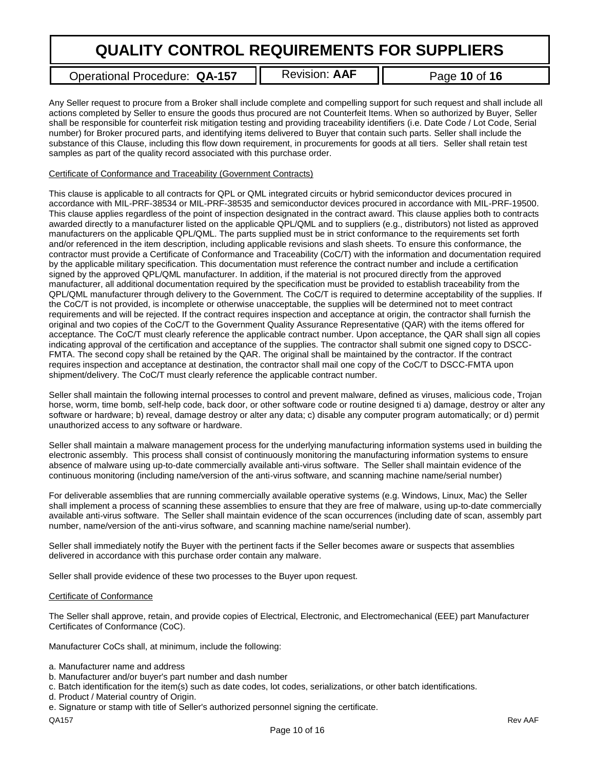Any Seller request to procure from a Broker shall include complete and compelling support for such request and shall include all actions completed by Seller to ensure the goods thus procured are not Counterfeit Items. When so authorized by Buyer, Seller shall be responsible for counterfeit risk mitigation testing and providing traceability identifiers (i.e. Date Code / Lot Code, Serial number) for Broker procured parts, and identifying items delivered to Buyer that contain such parts. Seller shall include the substance of this Clause, including this flow down requirement, in procurements for goods at all tiers. Seller shall retain test samples as part of the quality record associated with this purchase order.

Certificate of Conformance and Traceability (Government Contracts)

This clause is applicable to all contracts for QPL or QML integrated circuits or hybrid semiconductor devices procured in accordance with MIL-PRF-38534 or MIL-PRF-38535 and semiconductor devices procured in accordance with MIL-PRF-19500. This clause applies regardless of the point of inspection designated in the contract award. This clause applies both to contracts awarded directly to a manufacturer listed on the applicable QPL/QML and to suppliers (e.g., distributors) not listed as approved manufacturers on the applicable QPL/QML. The parts supplied must be in strict conformance to the requirements set forth and/or referenced in the item description, including applicable revisions and slash sheets. To ensure this conformance, the contractor must provide a Certificate of Conformance and Traceability (CoC/T) with the information and documentation required by the applicable military specification. This documentation must reference the contract number and include a certification signed by the approved QPL/QML manufacturer. In addition, if the material is not procured directly from the approved manufacturer, all additional documentation required by the specification must be provided to establish traceability from the QPL/QML manufacturer through delivery to the Government. The CoC/T is required to determine acceptability of the supplies. If the CoC/T is not provided, is incomplete or otherwise unacceptable, the supplies will be determined not to meet contract requirements and will be rejected. If the contract requires inspection and acceptance at origin, the contractor shall furnish the original and two copies of the CoC/T to the Government Quality Assurance Representative (QAR) with the items offered for acceptance. The CoC/T must clearly reference the applicable contract number. Upon acceptance, the QAR shall sign all copies indicating approval of the certification and acceptance of the supplies. The contractor shall submit one signed copy to DSCC-FMTA. The second copy shall be retained by the QAR. The original shall be maintained by the contractor. If the contract requires inspection and acceptance at destination, the contractor shall mail one copy of the CoC/T to DSCC-FMTA upon shipment/delivery. The CoC/T must clearly reference the applicable contract number.

Seller shall maintain the following internal processes to control and prevent malware, defined as viruses, malicious code, Trojan horse, worm, time bomb, self-help code, back door, or other software code or routine designed ti a) damage, destroy or alter any software or hardware; b) reveal, damage destroy or alter any data; c) disable any computer program automatically; or d) permit unauthorized access to any software or hardware.

Seller shall maintain a malware management process for the underlying manufacturing information systems used in building the electronic assembly. This process shall consist of continuously monitoring the manufacturing information systems to ensure absence of malware using up-to-date commercially available anti-virus software. The Seller shall maintain evidence of the continuous monitoring (including name/version of the anti-virus software, and scanning machine name/serial number)

For deliverable assemblies that are running commercially available operative systems (e.g. Windows, Linux, Mac) the Seller shall implement a process of scanning these assemblies to ensure that they are free of malware, using up-to-date commercially available anti-virus software. The Seller shall maintain evidence of the scan occurrences (including date of scan, assembly part number, name/version of the anti-virus software, and scanning machine name/serial number).

Seller shall immediately notify the Buyer with the pertinent facts if the Seller becomes aware or suspects that assemblies delivered in accordance with this purchase order contain any malware.

Seller shall provide evidence of these two processes to the Buyer upon request.

Certificate of Conformance

The Seller shall approve, retain, and provide copies of Electrical, Electronic, and Electromechanical (EEE) part Manufacturer Certificates of Conformance (CoC).

Manufacturer CoCs shall, at minimum, include the following:

a. Manufacturer name and address
b. Manufacturer and/or buyer's part number and dash number
c. Batch identification for the item(s) such as date codes, lot codes, serializations, or other batch identifications.
d. Product / Material country of Origin.
e. Signature or stamp with title of Seller's authorized personnel signing the certificate.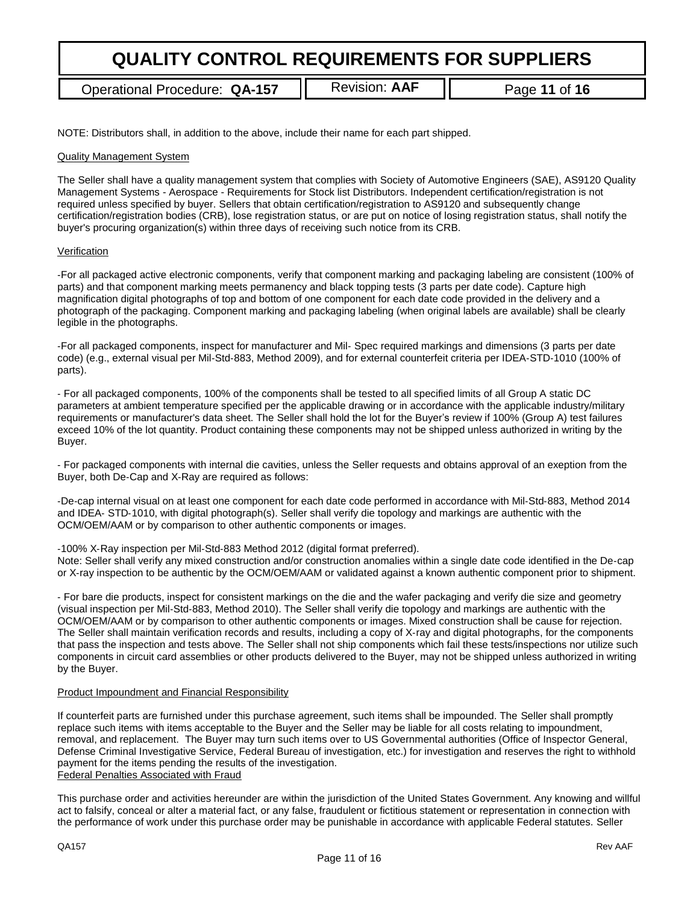NOTE: Distributors shall, in addition to the above, include their name for each part shipped.

Quality Management System

The Seller shall have a quality management system that complies with Society of Automotive Engineers (SAE), AS9120 Quality Management Systems - Aerospace - Requirements for Stock list Distributors. Independent certification/registration is not required unless specified by buyer. Sellers that obtain certification/registration to AS9120 and subsequently change certification/registration bodies (CRB), lose registration status, or are put on notice of losing registration status, shall notify the buyer's procuring organization(s) within three days of receiving such notice from its CRB.

Verification

-For all packaged active electronic components, verify that component marking and packaging labeling are consistent (100% of parts) and that component marking meets permanency and black topping tests (3 parts per date code). Capture high magnification digital photographs of top and bottom of one component for each date code provided in the delivery and a photograph of the packaging. Component marking and packaging labeling (when original labels are available) shall be clearly legible in the photographs.

-For all packaged components, inspect for manufacturer and Mil- Spec required markings and dimensions (3 parts per date code) (e.g., external visual per Mil-Std-883, Method 2009), and for external counterfeit criteria per IDEA-STD-1010 (100% of parts).

- For all packaged components, 100% of the components shall be tested to all specified limits of all Group A static DC parameters at ambient temperature specified per the applicable drawing or in accordance with the applicable industry/military requirements or manufacturer's data sheet. The Seller shall hold the lot for the Buyer's review if 100% (Group A) test failures exceed 10% of the lot quantity. Product containing these components may not be shipped unless authorized in writing by the Buyer.

- For packaged components with internal die cavities, unless the Seller requests and obtains approval of an exeption from the Buyer, both De-Cap and X-Ray are required as follows:

-De-cap internal visual on at least one component for each date code performed in accordance with Mil-Std-883, Method 2014 and IDEA- STD-1010, with digital photograph(s). Seller shall verify die topology and markings are authentic with the OCM/OEM/AAM or by comparison to other authentic components or images.

-100% X-Ray inspection per Mil-Std-883 Method 2012 (digital format preferred).
Note: Seller shall verify any mixed construction and/or construction anomalies within a single date code identified in the De-cap or X-ray inspection to be authentic by the OCM/OEM/AAM or validated against a known authentic component prior to shipment.

- For bare die products, inspect for consistent markings on the die and the wafer packaging and verify die size and geometry (visual inspection per Mil-Std-883, Method 2010). The Seller shall verify die topology and markings are authentic with the OCM/OEM/AAM or by comparison to other authentic components or images. Mixed construction shall be cause for rejection. The Seller shall maintain verification records and results, including a copy of X-ray and digital photographs, for the components that pass the inspection and tests above. The Seller shall not ship components which fail these tests/inspections nor utilize such components in circuit card assemblies or other products delivered to the Buyer, may not be shipped unless authorized in writing by the Buyer.

Product Impoundment and Financial Responsibility

If counterfeit parts are furnished under this purchase agreement, such items shall be impounded. The Seller shall promptly replace such items with items acceptable to the Buyer and the Seller may be liable for all costs relating to impoundment, removal, and replacement. The Buyer may turn such items over to US Governmental authorities (Office of Inspector General, Defense Criminal Investigative Service, Federal Bureau of investigation, etc.) for investigation and reserves the right to withhold payment for the items pending the results of the investigation.

Federal Penalties Associated with Fraud

This purchase order and activities hereunder are within the jurisdiction of the United States Government. Any knowing and willful act to falsify, conceal or alter a material fact, or any false, fraudulent or fictitious statement or representation in connection with the performance of work under this purchase order may be punishable in accordance with applicable Federal statutes. Seller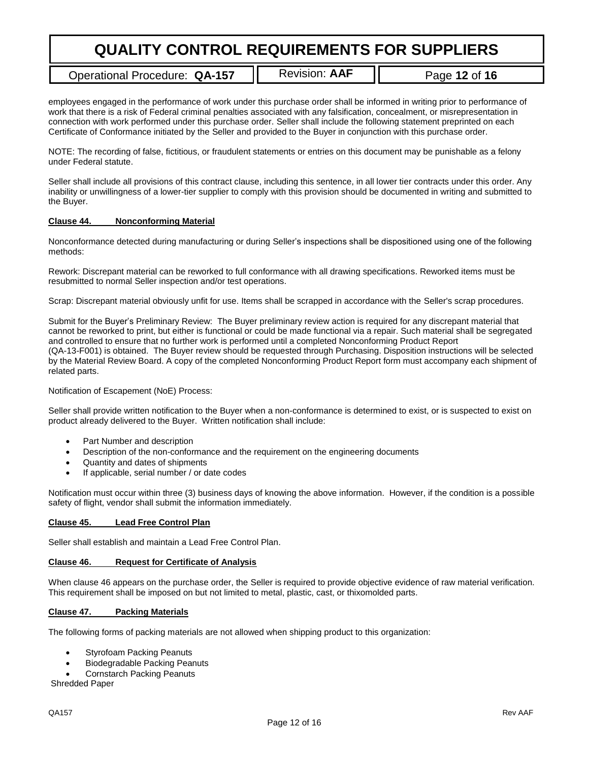employees engaged in the performance of work under this purchase order shall be informed in writing prior to performance of work that there is a risk of Federal criminal penalties associated with any falsification, concealment, or misrepresentation in connection with work performed under this purchase order. Seller shall include the following statement preprinted on each Certificate of Conformance initiated by the Seller and provided to the Buyer in conjunction with this purchase order.

NOTE: The recording of false, fictitious, or fraudulent statements or entries on this document may be punishable as a felony under Federal statute.

Seller shall include all provisions of this contract clause, including this sentence, in all lower tier contracts under this order. Any inability or unwillingness of a lower-tier supplier to comply with this provision should be documented in writing and submitted to the Buyer.

**Clause 44. Nonconforming Material**

Nonconformance detected during manufacturing or during Seller's inspections shall be dispositioned using one of the following methods:

Rework: Discrepant material can be reworked to full conformance with all drawing specifications. Reworked items must be resubmitted to normal Seller inspection and/or test operations.

Scrap: Discrepant material obviously unfit for use. Items shall be scrapped in accordance with the Seller's scrap procedures.

Submit for the Buyer's Preliminary Review: The Buyer preliminary review action is required for any discrepant material that cannot be reworked to print, but either is functional or could be made functional via a repair. Such material shall be segregated and controlled to ensure that no further work is performed until a completed Nonconforming Product Report (QA-13-F001) is obtained. The Buyer review should be requested through Purchasing. Disposition instructions will be selected by the Material Review Board. A copy of the completed Nonconforming Product Report form must accompany each shipment of related parts.

Notification of Escapement (NoE) Process:

Seller shall provide written notification to the Buyer when a non-conformance is determined to exist, or is suspected to exist on product already delivered to the Buyer. Written notification shall include:

- Part Number and description
- Description of the non-conformance and the requirement on the engineering documents
- Quantity and dates of shipments
- If applicable, serial number / or date codes

Notification must occur within three (3) business days of knowing the above information. However, if the condition is a possible safety of flight, vendor shall submit the information immediately.

**Clause 45. Lead Free Control Plan**

Seller shall establish and maintain a Lead Free Control Plan.

**Clause 46. Request for Certificate of Analysis**

When clause 46 appears on the purchase order, the Seller is required to provide objective evidence of raw material verification. This requirement shall be imposed on but not limited to metal, plastic, cast, or thixomolded parts.

**Clause 47. Packing Materials**

The following forms of packing materials are not allowed when shipping product to this organization:

- Styrofoam Packing Peanuts
- Biodegradable Packing Peanuts
- Cornstarch Packing Peanuts

Shredded Paper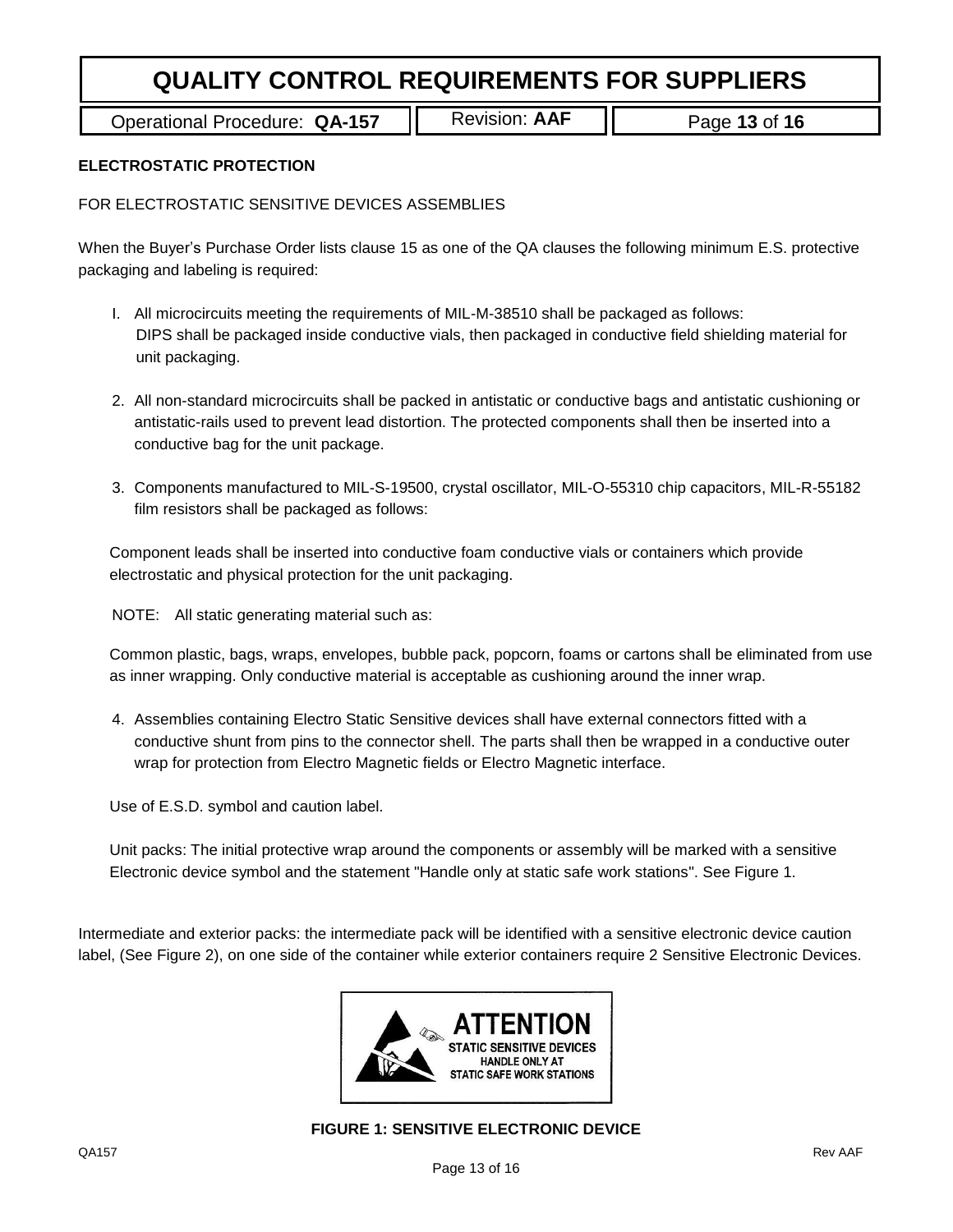**ELECTROSTATIC PROTECTION**

FOR ELECTROSTATIC SENSITIVE DEVICES ASSEMBLIES

When the Buyer's Purchase Order lists clause 15 as one of the QA clauses the following minimum E.S. protective packaging and labeling is required:

I. All microcircuits meeting the requirements of MIL-M-38510 shall be packaged as follows: DIPS shall be packaged inside conductive vials, then packaged in conductive field shielding material for unit packaging.

2. All non-standard microcircuits shall be packed in antistatic or conductive bags and antistatic cushioning or antistatic-rails used to prevent lead distortion. The protected components shall then be inserted into a conductive bag for the unit package.

3. Components manufactured to MIL-S-19500, crystal oscillator, MIL-O-55310 chip capacitors, MIL-R-55182 film resistors shall be packaged as follows:

   Component leads shall be inserted into conductive foam conductive vials or containers which provide electrostatic and physical protection for the unit packaging.

   NOTE: All static generating material such as:

   Common plastic, bags, wraps, envelopes, bubble pack, popcorn, foams or cartons shall be eliminated from use as inner wrapping. Only conductive material is acceptable as cushioning around the inner wrap.

4. Assemblies containing Electro Static Sensitive devices shall have external connectors fitted with a conductive shunt from pins to the connector shell. The parts shall then be wrapped in a conductive outer wrap for protection from Electro Magnetic fields or Electro Magnetic interface.

   Use of E.S.D. symbol and caution label.

   Unit packs: The initial protective wrap around the components or assembly will be marked with a sensitive Electronic device symbol and the statement "Handle only at static safe work stations". See Figure 1.

Intermediate and exterior packs: the intermediate pack will be identified with a sensitive electronic device caution label, (See Figure 2), on one side of the container while exterior containers require 2 Sensitive Electronic Devices.

ATTENTION
STATIC SENSITIVE DEVICES
HANDLE ONLY AT
STATIC SAFE WORK STATIONS

**FIGURE 1: SENSITIVE ELECTRONIC DEVICE**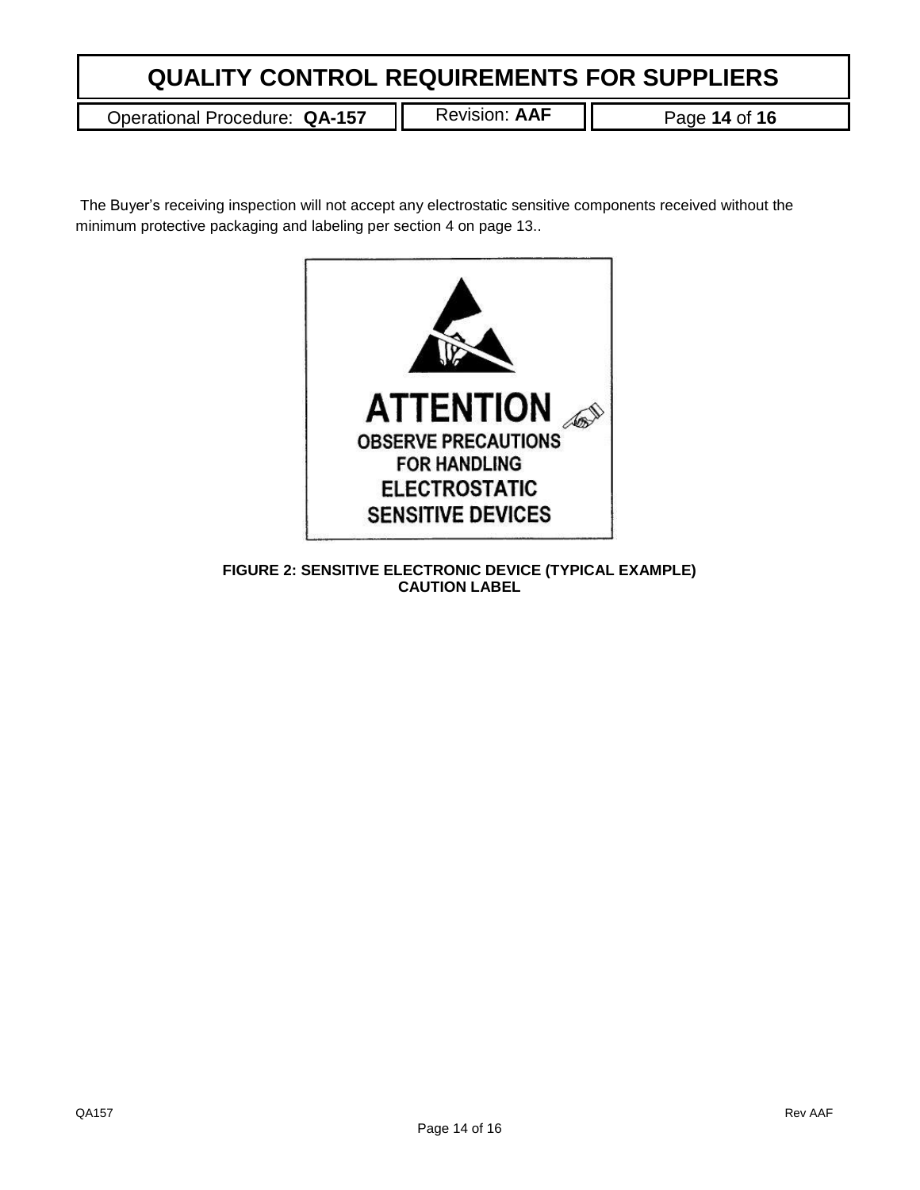The Buyer's receiving inspection will not accept any electrostatic sensitive components received without the minimum protective packaging and labeling per section 4 on page 13..

ATTENTION

OBSERVE PRECAUTIONS FOR HANDLING ELECTROSTATIC SENSITIVE DEVICES

**FIGURE 2: SENSITIVE ELECTRONIC DEVICE (TYPICAL EXAMPLE) CAUTION LABEL**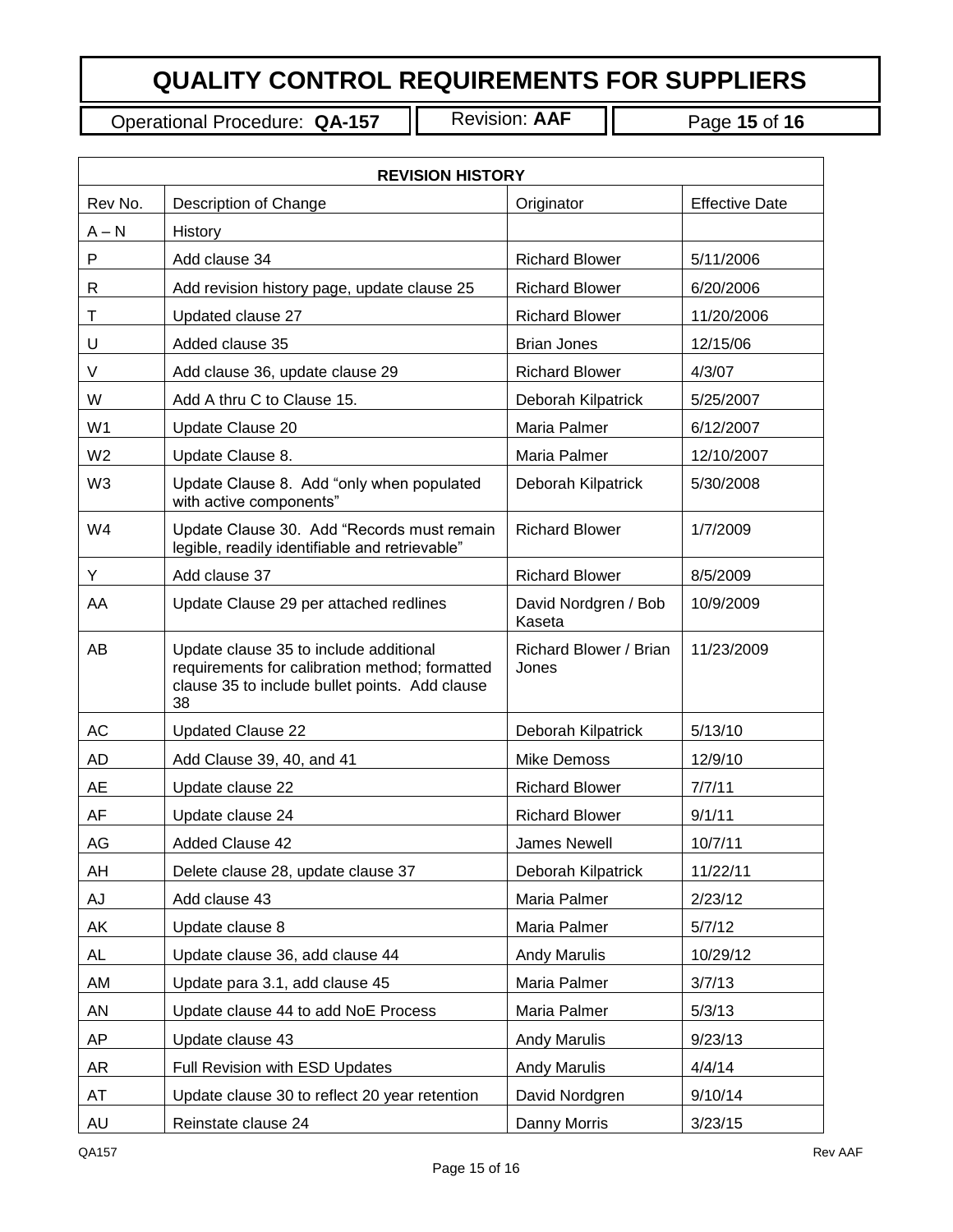| REVISION HISTORY | | | |
|---|---|---|---|
| Rev No. | Description of Change | Originator | Effective Date |
| A – N | History | | |
| P | Add clause 34 | Richard Blower | 5/11/2006 |
| R | Add revision history page, update clause 25 | Richard Blower | 6/20/2006 |
| T | Updated clause 27 | Richard Blower | 11/20/2006 |
| U | Added clause 35 | Brian Jones | 12/15/06 |
| V | Add clause 36, update clause 29 | Richard Blower | 4/3/07 |
| W | Add A thru C to Clause 15. | Deborah Kilpatrick | 5/25/2007 |
| W1 | Update Clause 20 | Maria Palmer | 6/12/2007 |
| W2 | Update Clause 8. | Maria Palmer | 12/10/2007 |
| W3 | Update Clause 8. Add "only when populated with active components" | Deborah Kilpatrick | 5/30/2008 |
| W4 | Update Clause 30. Add "Records must remain legible, readily identifiable and retrievable" | Richard Blower | 1/7/2009 |
| Y | Add clause 37 | Richard Blower | 8/5/2009 |
| AA | Update Clause 29 per attached redlines | David Nordgren / Bob Kaseta | 10/9/2009 |
| AB | Update clause 35 to include additional requirements for calibration method; formatted clause 35 to include bullet points. Add clause 38 | Richard Blower / Brian Jones | 11/23/2009 |
| AC | Updated Clause 22 | Deborah Kilpatrick | 5/13/10 |
| AD | Add Clause 39, 40, and 41 | Mike Demoss | 12/9/10 |
| AE | Update clause 22 | Richard Blower | 7/7/11 |
| AF | Update clause 24 | Richard Blower | 9/1/11 |
| AG | Added Clause 42 | James Newell | 10/7/11 |
| AH | Delete clause 28, update clause 37 | Deborah Kilpatrick | 11/22/11 |
| AJ | Add clause 43 | Maria Palmer | 2/23/12 |
| AK | Update clause 8 | Maria Palmer | 5/7/12 |
| AL | Update clause 36, add clause 44 | Andy Marulis | 10/29/12 |
| AM | Update para 3.1, add clause 45 | Maria Palmer | 3/7/13 |
| AN | Update clause 44 to add NoE Process | Maria Palmer | 5/3/13 |
| AP | Update clause 43 | Andy Marulis | 9/23/13 |
| AR | Full Revision with ESD Updates | Andy Marulis | 4/4/14 |
| AT | Update clause 30 to reflect 20 year retention | David Nordgren | 9/10/14 |
| AU | Reinstate clause 24 | Danny Morris | 3/23/15 |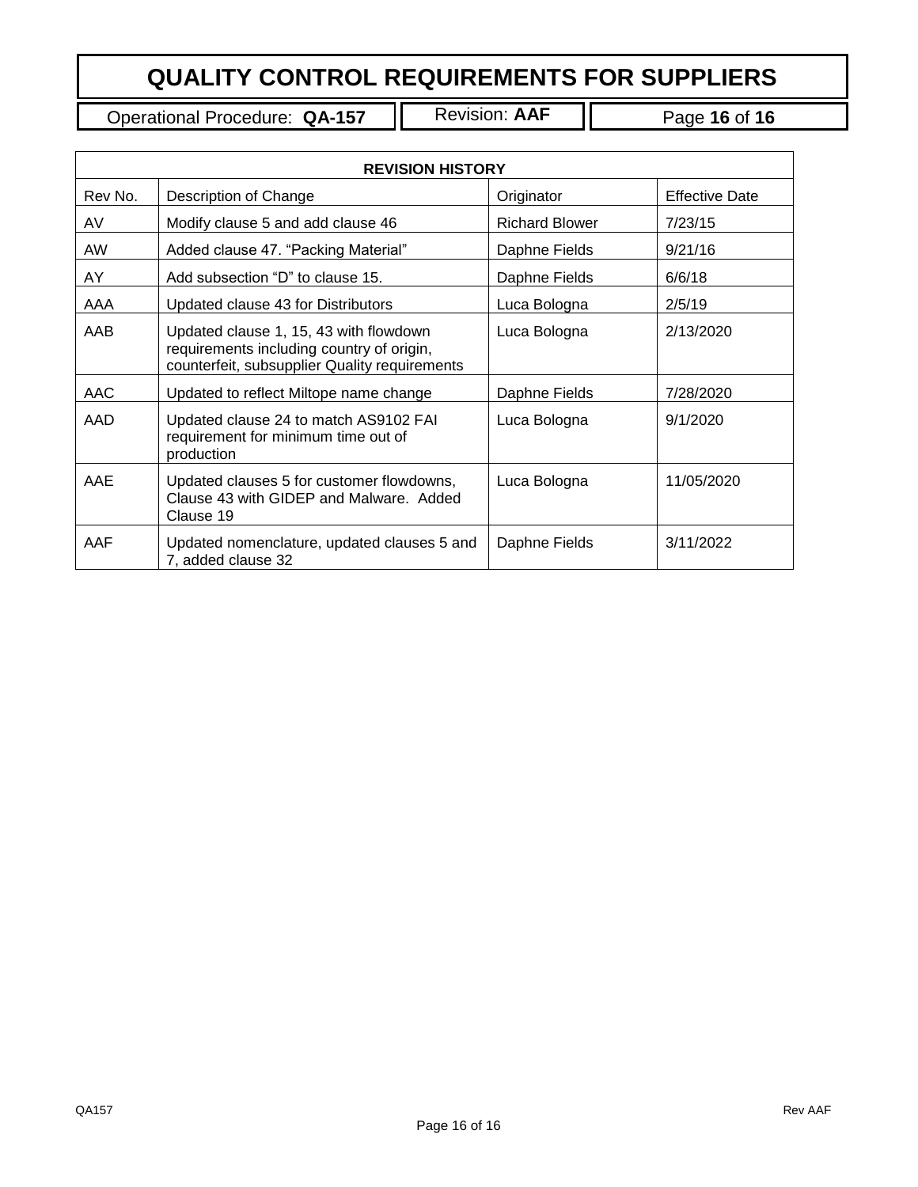| REVISION HISTORY | | | |
|---|---|---|---|
| Rev No. | Description of Change | Originator | Effective Date |
| AV | Modify clause 5 and add clause 46 | Richard Blower | 7/23/15 |
| AW | Added clause 47. "Packing Material" | Daphne Fields | 9/21/16 |
| AY | Add subsection "D" to clause 15. | Daphne Fields | 6/6/18 |
| AAA | Updated clause 43 for Distributors | Luca Bologna | 2/5/19 |
| AAB | Updated clause 1, 15, 43 with flowdown requirements including country of origin, counterfeit, subsupplier Quality requirements | Luca Bologna | 2/13/2020 |
| AAC | Updated to reflect Miltope name change | Daphne Fields | 7/28/2020 |
| AAD | Updated clause 24 to match AS9102 FAI requirement for minimum time out of production | Luca Bologna | 9/1/2020 |
| AAE | Updated clauses 5 for customer flowdowns, Clause 43 with GIDEP and Malware. Added Clause 19 | Luca Bologna | 11/05/2020 |
| AAF | Updated nomenclature, updated clauses 5 and 7, added clause 32 | Daphne Fields | 3/11/2022 |